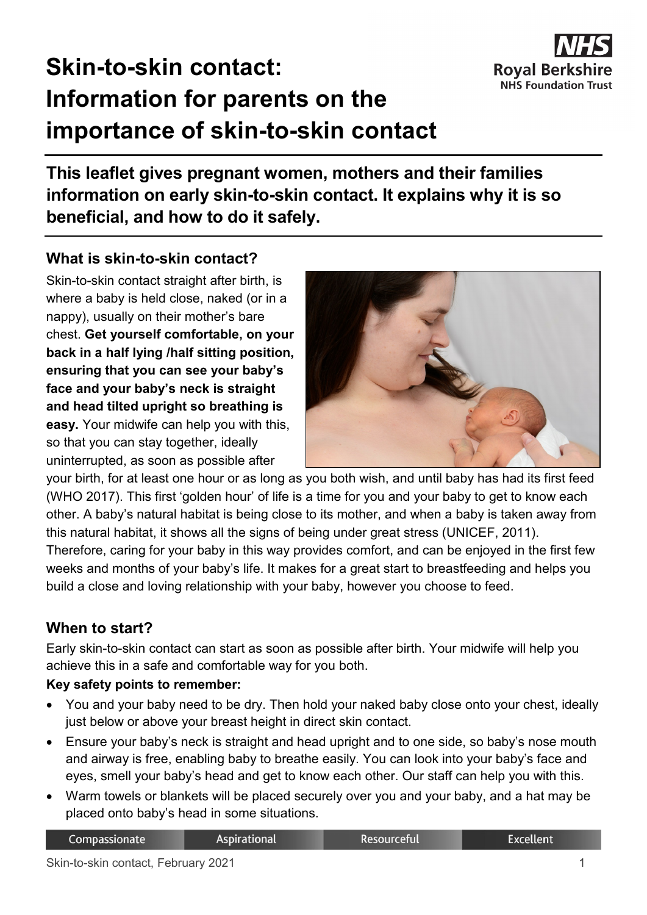# Skin-to-skin contact: Information for parents on the importance of skin-to-skin contact

**This leaflet gives pregnant women, mothers and their families information on early skin-to-skin contact. It explains why it is so beneficial, and how to do it safely.**

## What is skin-to-skin contact?

Skin-to-skin contact straight after birth, is where a baby is held close, naked (or in a nappy), usually on their mother's bare chest. **Get yourself comfortable, on your back in a half lying /half sitting position, ensuring that you can see your baby's face and your baby's neck is straight and head tilted upright so breathing is easy.** Your midwife can help you with this, so that you can stay together, ideally uninterrupted, as soon as possible after your birth, for at least one hour or as long as you both wish, and until baby has had its first feed (WHO 2017). This first 'golden hour' of life is a time for you and your baby to get to know each other. A baby's natural habitat is being close to its mother, and when a baby is taken away from this natural habitat, it shows all the signs of being under great stress (UNICEF, 2011). Therefore, caring for your baby in this way provides comfort, and can be enjoyed in the first few weeks and months of your baby's life. It makes for a great start to breastfeeding and helps you build a close and loving relationship with your baby, however you choose to feed.

## When to start?

Early skin-to-skin contact can start as soon as possible after birth. Your midwife will help you achieve this in a safe and comfortable way for you both.

**Key safety points to remember:**

- You and your baby need to be dry. Then hold your naked baby close onto your chest, ideally just below or above your breast height in direct skin contact.
- Ensure your baby's neck is straight and head upright and to one side, so baby's nose mouth and airway is free, enabling baby to breathe easily. You can look into your baby's face and eyes, smell your baby's head and get to know each other. Our staff can help you with this.
- Warm towels or blankets will be placed securely over you and your baby, and a hat may be placed onto baby's head in some situations.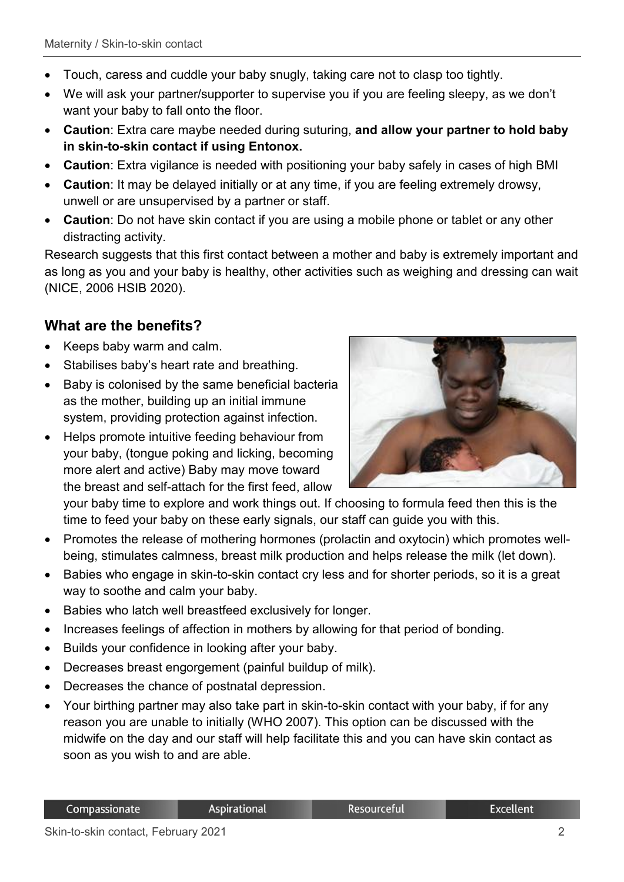- Touch, caress and cuddle your baby snugly, taking care not to clasp too tightly.
- We will ask your partner/supporter to supervise you if you are feeling sleepy, as we don't want your baby to fall onto the floor.
- **Caution**: Extra care maybe needed during suturing, **and allow your partner to hold baby in skin-to-skin contact if using Entonox.**
- **Caution**: Extra vigilance is needed with positioning your baby safely in cases of high BMI
- **Caution**: It may be delayed initially or at any time, if you are feeling extremely drowsy, unwell or are unsupervised by a partner or staff.
- **Caution**: Do not have skin contact if you are using a mobile phone or tablet or any other distracting activity.

Research suggests that this first contact between a mother and baby is extremely important and as long as you and your baby is healthy, other activities such as weighing and dressing can wait (NICE, 2006 HSIB 2020).

## What are the benefits?

- Keeps baby warm and calm.
- Stabilises baby's heart rate and breathing.
- Baby is colonised by the same beneficial bacteria as the mother, building up an initial immune system, providing protection against infection.
- Helps promote intuitive feeding behaviour from your baby, (tongue poking and licking, becoming more alert and active) Baby may move toward the breast and self-attach for the first feed, allow your baby time to explore and work things out. If choosing to formula feed then this is the time to feed your baby on these early signals, our staff can guide you with this.
- Promotes the release of mothering hormones (prolactin and oxytocin) which promotes well-being, stimulates calmness, breast milk production and helps release the milk (let down).
- Babies who engage in skin-to-skin contact cry less and for shorter periods, so it is a great way to soothe and calm your baby.
- Babies who latch well breastfeed exclusively for longer.
- Increases feelings of affection in mothers by allowing for that period of bonding.
- Builds your confidence in looking after your baby.
- Decreases breast engorgement (painful buildup of milk).
- Decreases the chance of postnatal depression.
- Your birthing partner may also take part in skin-to-skin contact with your baby, if for any reason you are unable to initially (WHO 2007). This option can be discussed with the midwife on the day and our staff will help facilitate this and you can have skin contact as soon as you wish to and are able.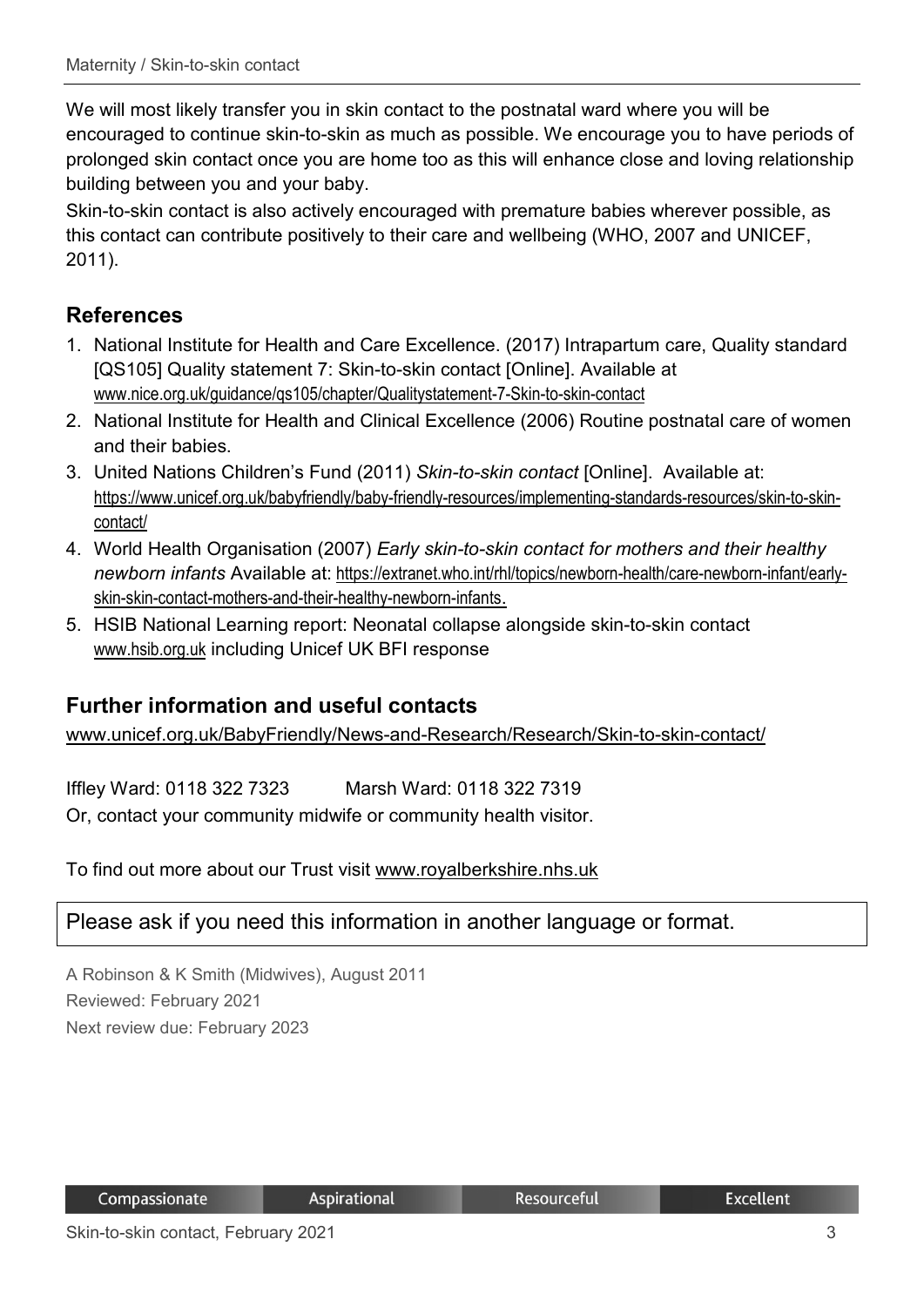We will most likely transfer you in skin contact to the postnatal ward where you will be encouraged to continue skin-to-skin as much as possible. We encourage you to have periods of prolonged skin contact once you are home too as this will enhance close and loving relationship building between you and your baby.

Skin-to-skin contact is also actively encouraged with premature babies wherever possible, as this contact can contribute positively to their care and wellbeing (WHO, 2007 and UNICEF, 2011).

## References

1. National Institute for Health and Care Excellence. (2017) Intrapartum care, Quality standard [QS105] Quality statement 7: Skin-to-skin contact [Online]. Available at www.nice.org.uk/guidance/qs105/chapter/Qualitystatement-7-Skin-to-skin-contact
2. National Institute for Health and Clinical Excellence (2006) Routine postnatal care of women and their babies.
3. United Nations Children's Fund (2011) *Skin-to-skin contact* [Online]. Available at: https://www.unicef.org.uk/babyfriendly/baby-friendly-resources/implementing-standards-resources/skin-to-skin-contact/
4. World Health Organisation (2007) *Early skin-to-skin contact for mothers and their healthy newborn infants* Available at: https://extranet.who.int/rhl/topics/newborn-health/care-newborn-infant/early-skin-skin-contact-mothers-and-their-healthy-newborn-infants.
5. HSIB National Learning report: Neonatal collapse alongside skin-to-skin contact www.hsib.org.uk including Unicef UK BFI response

## Further information and useful contacts

www.unicef.org.uk/BabyFriendly/News-and-Research/Research/Skin-to-skin-contact/

Iffley Ward: 0118 322 7323 Marsh Ward: 0118 322 7319

Or, contact your community midwife or community health visitor.

To find out more about our Trust visit www.royalberkshire.nhs.uk

Please ask if you need this information in another language or format.

A Robinson & K Smith (Midwives), August 2011

Reviewed: February 2021

Next review due: February 2023

Compassionate | Aspirational | Resourceful | Excellent